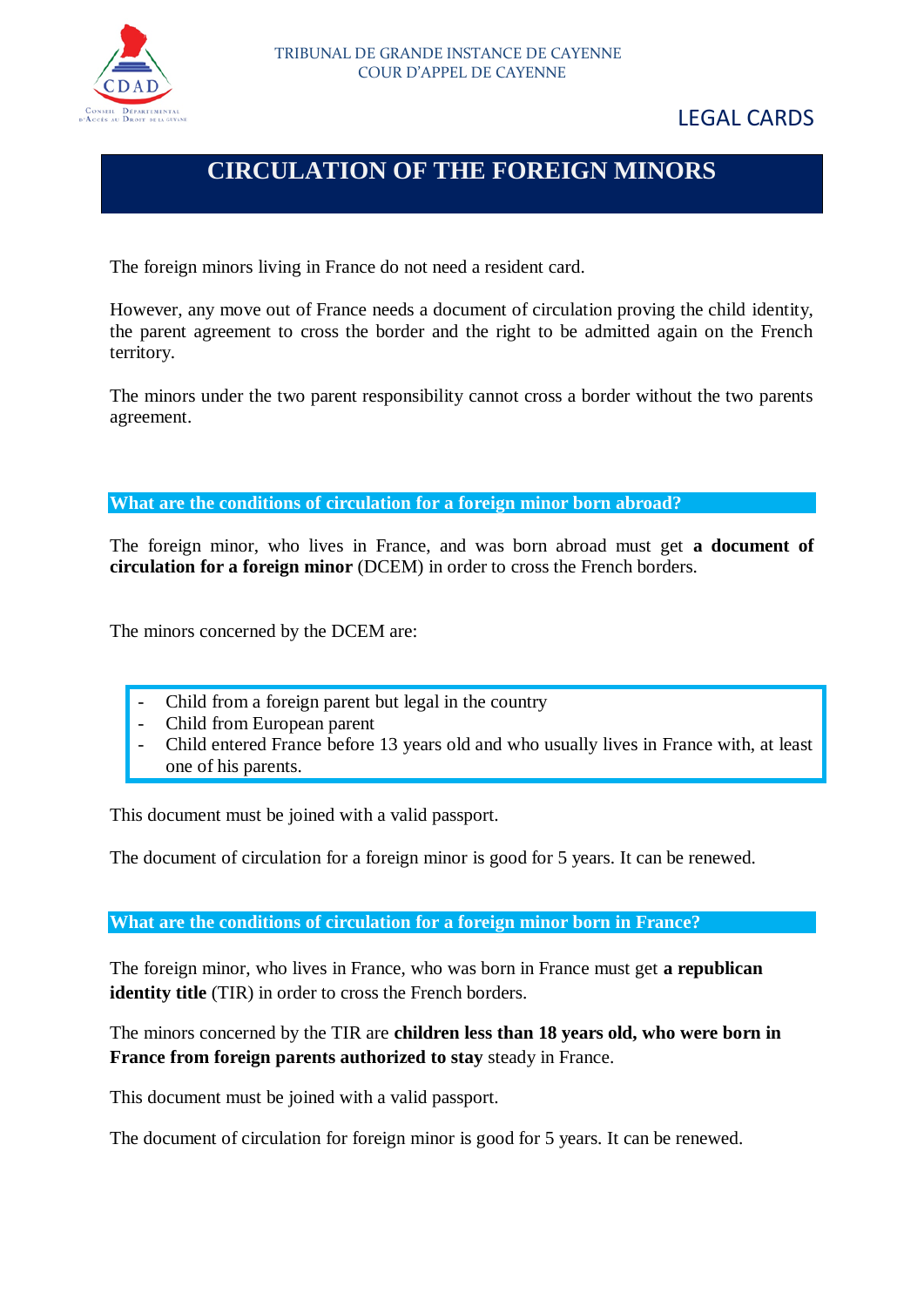TRIBUNAL DE GRANDE INSTANCE DE CAYENNE
COUR D'APPEL DE CAYENNE

LEGAL CARDS

# CIRCULATION OF THE FOREIGN MINORS

The foreign minors living in France do not need a resident card.

However, any move out of France needs a document of circulation proving the child identity, the parent agreement to cross the border and the right to be admitted again on the French territory.

The minors under the two parent responsibility cannot cross a border without the two parents agreement.

## What are the conditions of circulation for a foreign minor born abroad?

The foreign minor, who lives in France, and was born abroad must get **a document of circulation for a foreign minor** (DCEM) in order to cross the French borders.

The minors concerned by the DCEM are:

- Child from a foreign parent but legal in the country
- Child from European parent
- Child entered France before 13 years old and who usually lives in France with, at least one of his parents.

This document must be joined with a valid passport.

The document of circulation for a foreign minor is good for 5 years. It can be renewed.

## What are the conditions of circulation for a foreign minor born in France?

The foreign minor, who lives in France, who was born in France must get **a republican identity title** (TIR) in order to cross the French borders.

The minors concerned by the TIR are **children less than 18 years old, who were born in France from foreign parents authorized to stay** steady in France.

This document must be joined with a valid passport.

The document of circulation for foreign minor is good for 5 years. It can be renewed.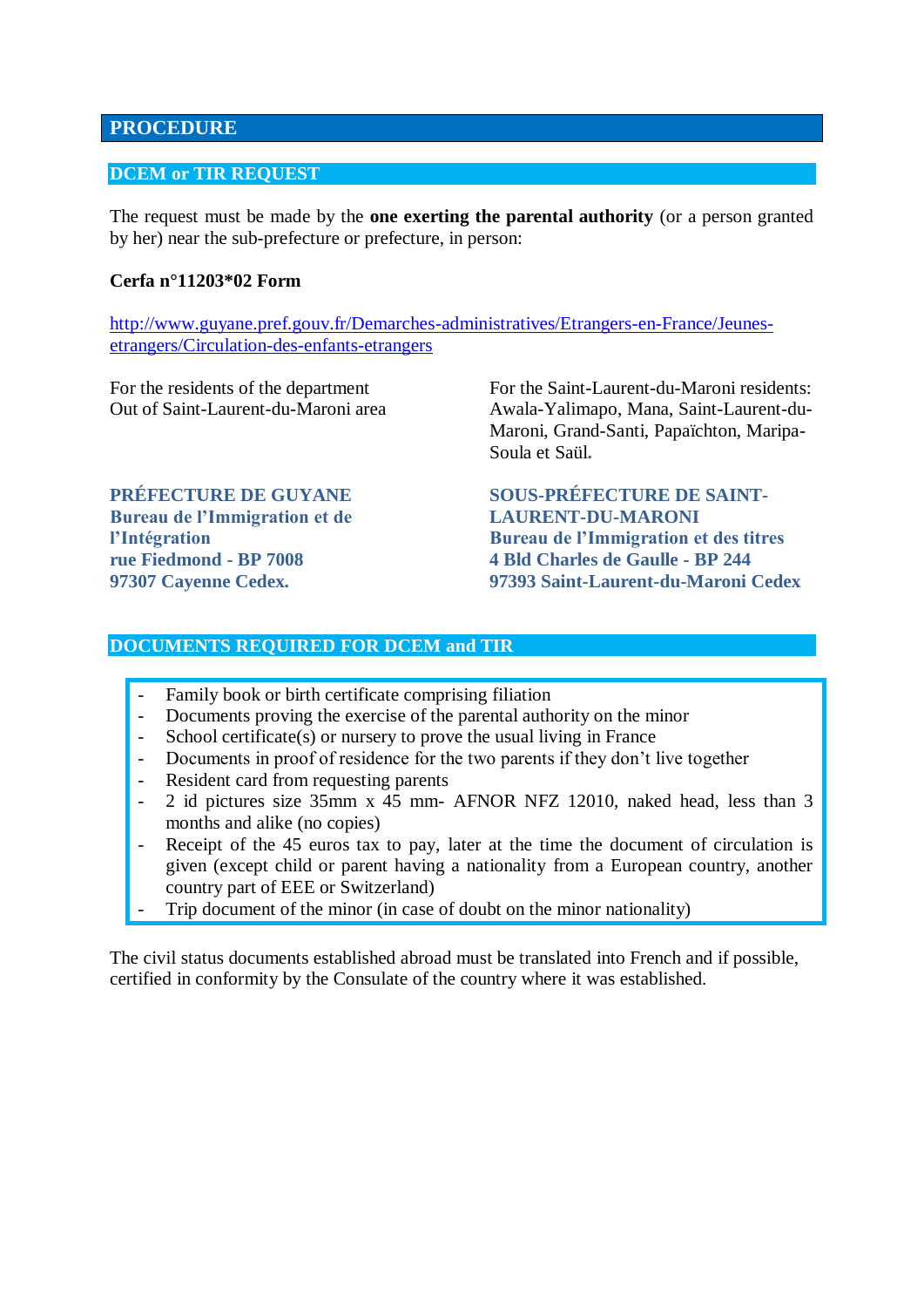## PROCEDURE

### DCEM or TIR REQUEST

The request must be made by the **one exerting the parental authority** (or a person granted by her) near the sub-prefecture or prefecture, in person:

**Cerfa n°11203*02 Form**

http://www.guyane.pref.gouv.fr/Demarches-administratives/Etrangers-en-France/Jeunes-etrangers/Circulation-des-enfants-etrangers

For the residents of the department
Out of Saint-Laurent-du-Maroni area

**PRÉFECTURE DE GUYANE**
**Bureau de l'Immigration et de l'Intégration**
**rue Fiedmond - BP 7008**
**97307 Cayenne Cedex.**

For the Saint-Laurent-du-Maroni residents: Awala-Yalimapo, Mana, Saint-Laurent-du-Maroni, Grand-Santi, Papaïchton, Maripa-Soula et Saül.

**SOUS-PRÉFECTURE DE SAINT-LAURENT-DU-MARONI**
**Bureau de l'Immigration et des titres**
**4 Bld Charles de Gaulle - BP 244**
**97393 Saint-Laurent-du-Maroni Cedex**

### DOCUMENTS REQUIRED FOR DCEM and TIR

- Family book or birth certificate comprising filiation
- Documents proving the exercise of the parental authority on the minor
- School certificate(s) or nursery to prove the usual living in France
- Documents in proof of residence for the two parents if they don't live together
- Resident card from requesting parents
- 2 id pictures size 35mm x 45 mm- AFNOR NFZ 12010, naked head, less than 3 months and alike (no copies)
- Receipt of the 45 euros tax to pay, later at the time the document of circulation is given (except child or parent having a nationality from a European country, another country part of EEE or Switzerland)
- Trip document of the minor (in case of doubt on the minor nationality)

The civil status documents established abroad must be translated into French and if possible, certified in conformity by the Consulate of the country where it was established.